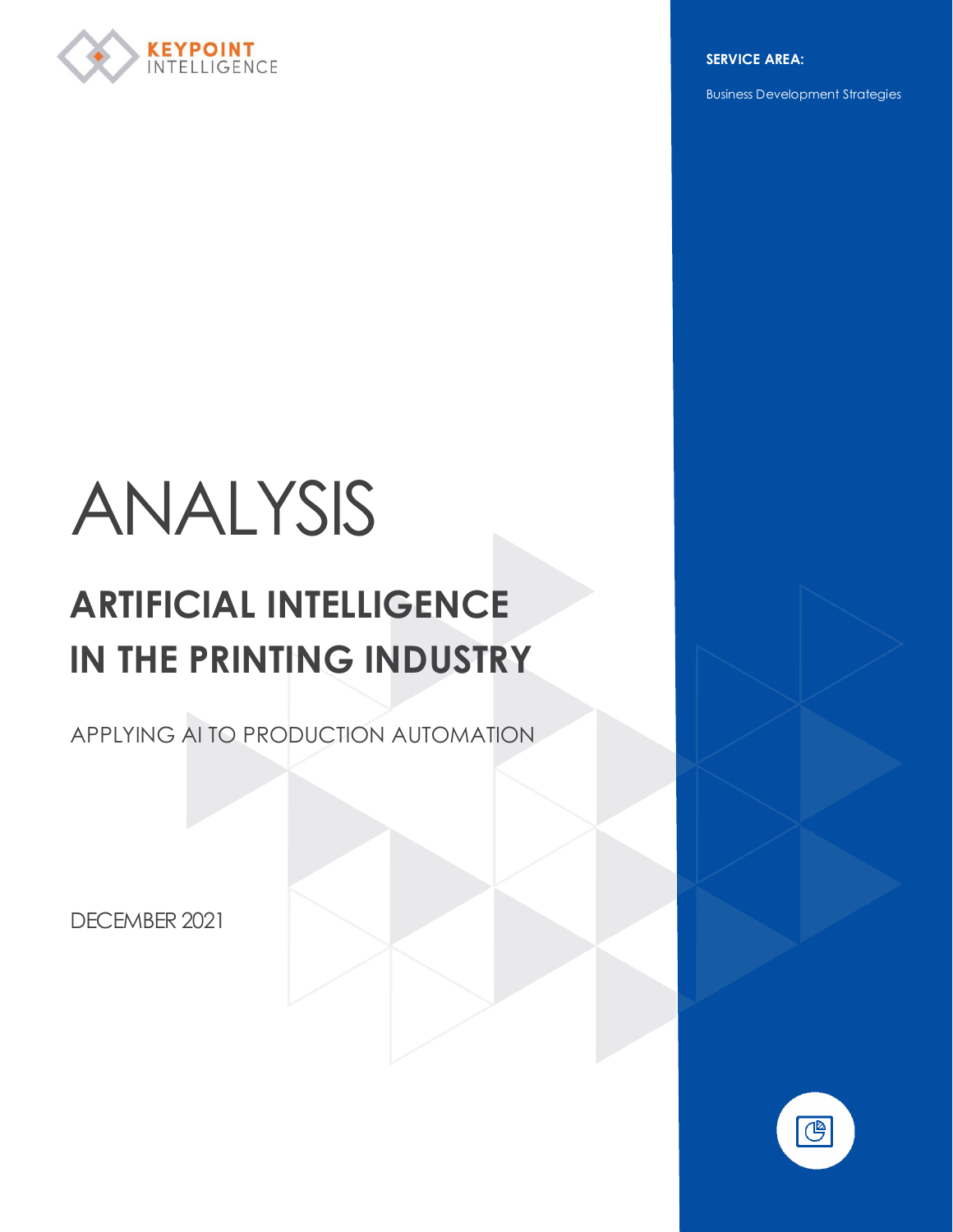KEYPOINT INTELLIGENCE

**SERVICE AREA:**

Business Development Strategies

# ANALYSIS

## ARTIFICIAL INTELLIGENCE IN THE PRINTING INDUSTRY

APPLYING AI TO PRODUCTION AUTOMATION

DECEMBER 2021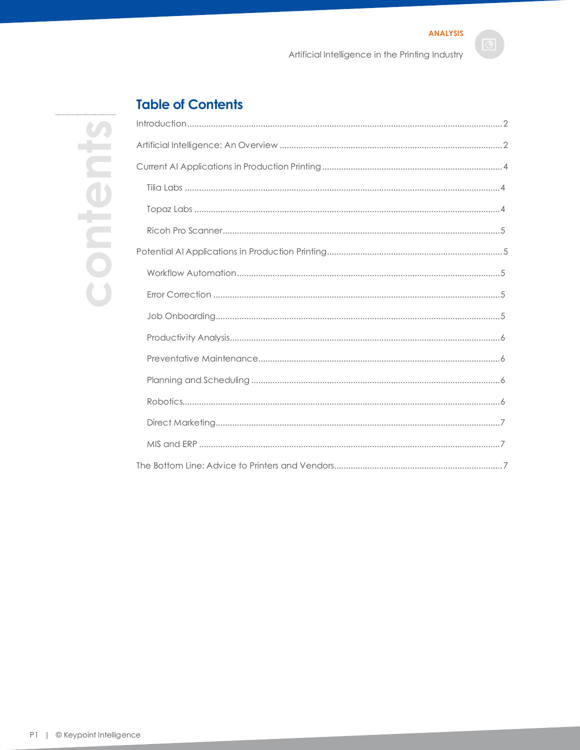## Table of Contents

Introduction .......... 2

Artificial Intelligence: An Overview .......... 2

Current AI Applications in Production Printing .......... 4

- Tilia Labs .......... 4
- Topaz Labs .......... 4
- Ricoh Pro Scanner .......... 5

Potential AI Applications in Production Printing .......... 5

- Workflow Automation .......... 5
- Error Correction .......... 5
- Job Onboarding .......... 5
- Productivity Analysis .......... 6
- Preventative Maintenance .......... 6
- Planning and Scheduling .......... 6
- Robotics .......... 6
- Direct Marketing .......... 7
- MIS and ERP .......... 7

The Bottom Line: Advice to Printers and Vendors .......... 7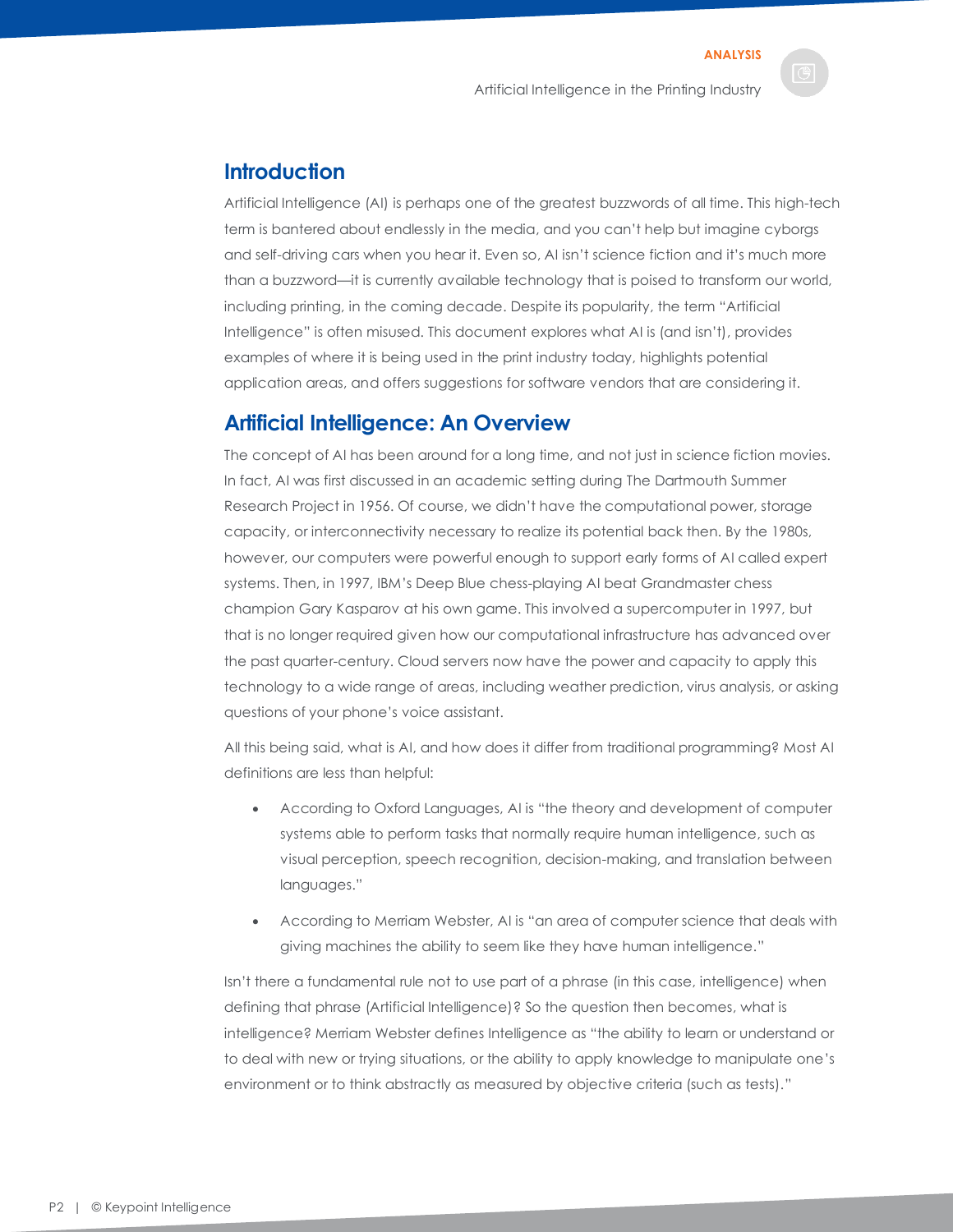## Introduction

Artificial Intelligence (AI) is perhaps one of the greatest buzzwords of all time. This high-tech term is bantered about endlessly in the media, and you can't help but imagine cyborgs and self-driving cars when you hear it. Even so, AI isn't science fiction and it's much more than a buzzword—it is currently available technology that is poised to transform our world, including printing, in the coming decade. Despite its popularity, the term "Artificial Intelligence" is often misused. This document explores what AI is (and isn't), provides examples of where it is being used in the print industry today, highlights potential application areas, and offers suggestions for software vendors that are considering it.

## Artificial Intelligence: An Overview

The concept of AI has been around for a long time, and not just in science fiction movies. In fact, AI was first discussed in an academic setting during The Dartmouth Summer Research Project in 1956. Of course, we didn't have the computational power, storage capacity, or interconnectivity necessary to realize its potential back then. By the 1980s, however, our computers were powerful enough to support early forms of AI called expert systems. Then, in 1997, IBM's Deep Blue chess-playing AI beat Grandmaster chess champion Gary Kasparov at his own game. This involved a supercomputer in 1997, but that is no longer required given how our computational infrastructure has advanced over the past quarter-century. Cloud servers now have the power and capacity to apply this technology to a wide range of areas, including weather prediction, virus analysis, or asking questions of your phone's voice assistant.

All this being said, what is AI, and how does it differ from traditional programming? Most AI definitions are less than helpful:

- According to Oxford Languages, AI is "the theory and development of computer systems able to perform tasks that normally require human intelligence, such as visual perception, speech recognition, decision-making, and translation between languages."
- According to Merriam Webster, AI is "an area of computer science that deals with giving machines the ability to seem like they have human intelligence."

Isn't there a fundamental rule not to use part of a phrase (in this case, intelligence) when defining that phrase (Artificial Intelligence)? So the question then becomes, what is intelligence? Merriam Webster defines Intelligence as "the ability to learn or understand or to deal with new or trying situations, or the ability to apply knowledge to manipulate one's environment or to think abstractly as measured by objective criteria (such as tests)."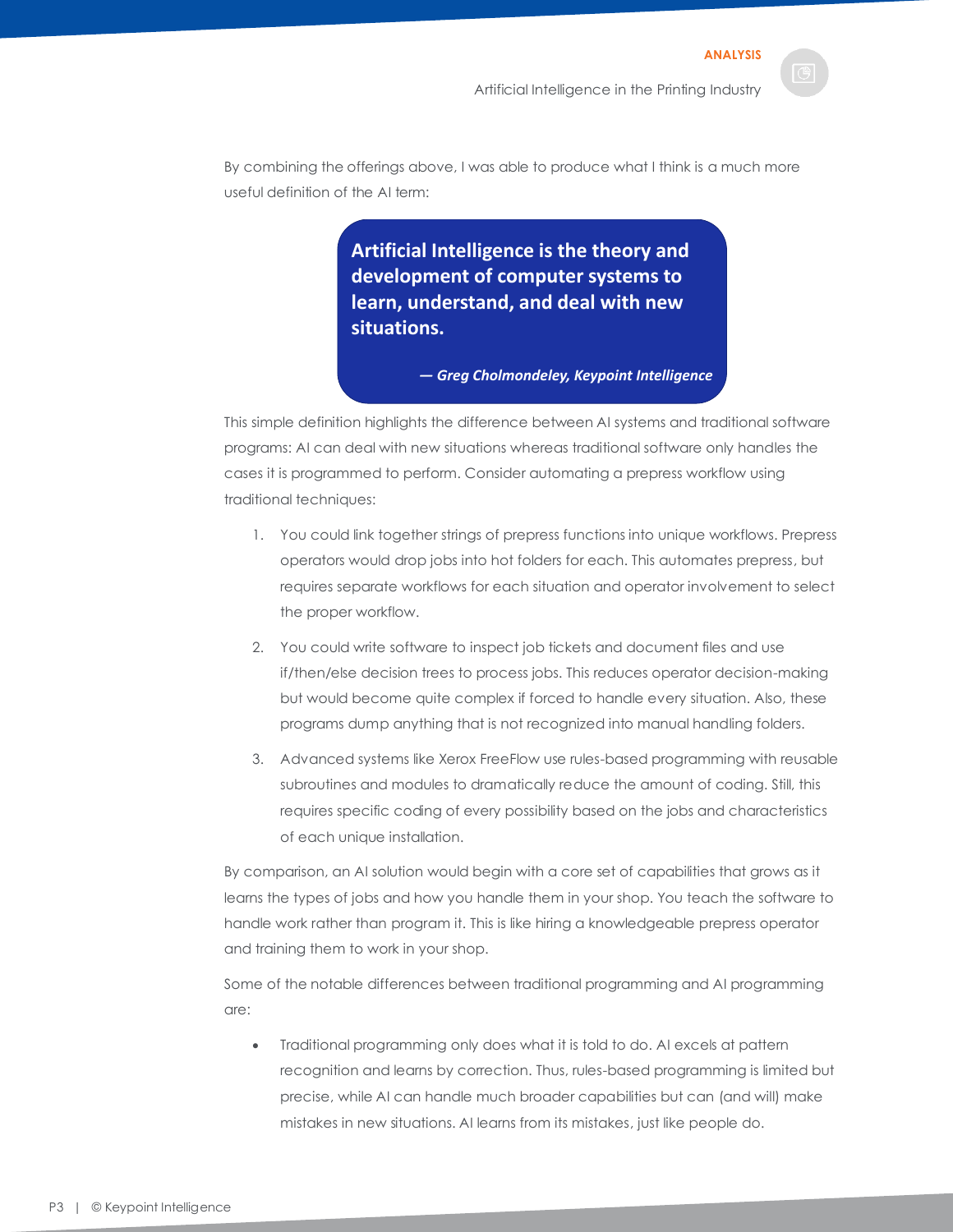By combining the offerings above, I was able to produce what I think is a much more useful definition of the AI term:

> **Artificial Intelligence is the theory and development of computer systems to learn, understand, and deal with new situations.**
>
> ***— Greg Cholmondeley, Keypoint Intelligence***

This simple definition highlights the difference between AI systems and traditional software programs: AI can deal with new situations whereas traditional software only handles the cases it is programmed to perform. Consider automating a prepress workflow using traditional techniques:

1. You could link together strings of prepress functions into unique workflows. Prepress operators would drop jobs into hot folders for each. This automates prepress, but requires separate workflows for each situation and operator involvement to select the proper workflow.
2. You could write software to inspect job tickets and document files and use if/then/else decision trees to process jobs. This reduces operator decision-making but would become quite complex if forced to handle every situation. Also, these programs dump anything that is not recognized into manual handling folders.
3. Advanced systems like Xerox FreeFlow use rules-based programming with reusable subroutines and modules to dramatically reduce the amount of coding. Still, this requires specific coding of every possibility based on the jobs and characteristics of each unique installation.

By comparison, an AI solution would begin with a core set of capabilities that grows as it learns the types of jobs and how you handle them in your shop. You teach the software to handle work rather than program it. This is like hiring a knowledgeable prepress operator and training them to work in your shop.

Some of the notable differences between traditional programming and AI programming are:

- Traditional programming only does what it is told to do. AI excels at pattern recognition and learns by correction. Thus, rules-based programming is limited but precise, while AI can handle much broader capabilities but can (and will) make mistakes in new situations. AI learns from its mistakes, just like people do.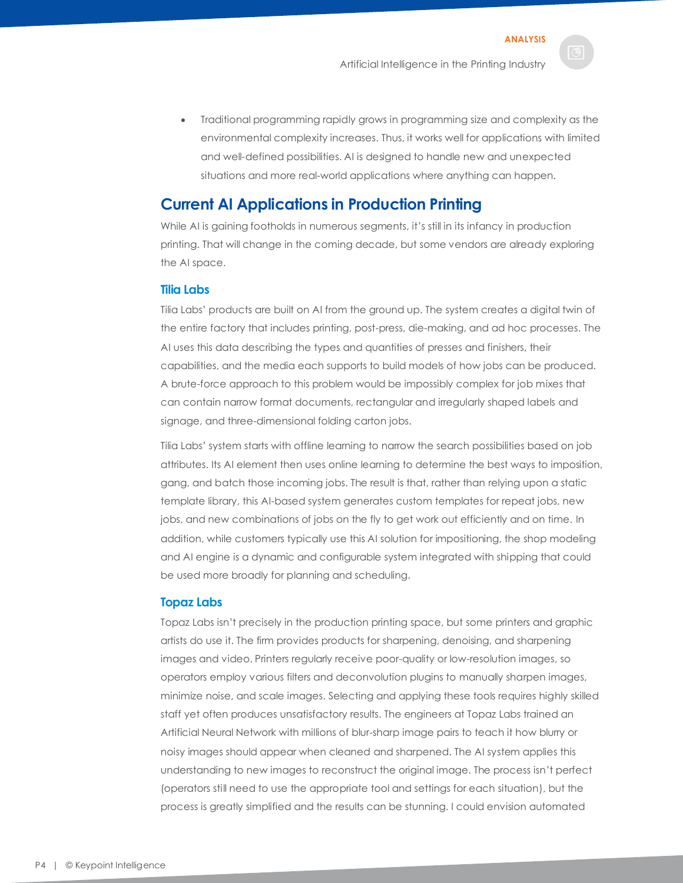- Traditional programming rapidly grows in programming size and complexity as the environmental complexity increases. Thus, it works well for applications with limited and well-defined possibilities. AI is designed to handle new and unexpected situations and more real-world applications where anything can happen.

## Current AI Applications in Production Printing

While AI is gaining footholds in numerous segments, it's still in its infancy in production printing. That will change in the coming decade, but some vendors are already exploring the AI space.

### Tilia Labs

Tilia Labs' products are built on AI from the ground up. The system creates a digital twin of the entire factory that includes printing, post-press, die-making, and ad hoc processes. The AI uses this data describing the types and quantities of presses and finishers, their capabilities, and the media each supports to build models of how jobs can be produced. A brute-force approach to this problem would be impossibly complex for job mixes that can contain narrow format documents, rectangular and irregularly shaped labels and signage, and three-dimensional folding carton jobs.

Tilia Labs' system starts with offline learning to narrow the search possibilities based on job attributes. Its AI element then uses online learning to determine the best ways to imposition, gang, and batch those incoming jobs. The result is that, rather than relying upon a static template library, this AI-based system generates custom templates for repeat jobs, new jobs, and new combinations of jobs on the fly to get work out efficiently and on time. In addition, while customers typically use this AI solution for impositioning, the shop modeling and AI engine is a dynamic and configurable system integrated with shipping that could be used more broadly for planning and scheduling.

### Topaz Labs

Topaz Labs isn't precisely in the production printing space, but some printers and graphic artists do use it. The firm provides products for sharpening, denoising, and sharpening images and video. Printers regularly receive poor-quality or low-resolution images, so operators employ various filters and deconvolution plugins to manually sharpen images, minimize noise, and scale images. Selecting and applying these tools requires highly skilled staff yet often produces unsatisfactory results. The engineers at Topaz Labs trained an Artificial Neural Network with millions of blur-sharp image pairs to teach it how blurry or noisy images should appear when cleaned and sharpened. The AI system applies this understanding to new images to reconstruct the original image. The process isn't perfect (operators still need to use the appropriate tool and settings for each situation), but the process is greatly simplified and the results can be stunning. I could envision automated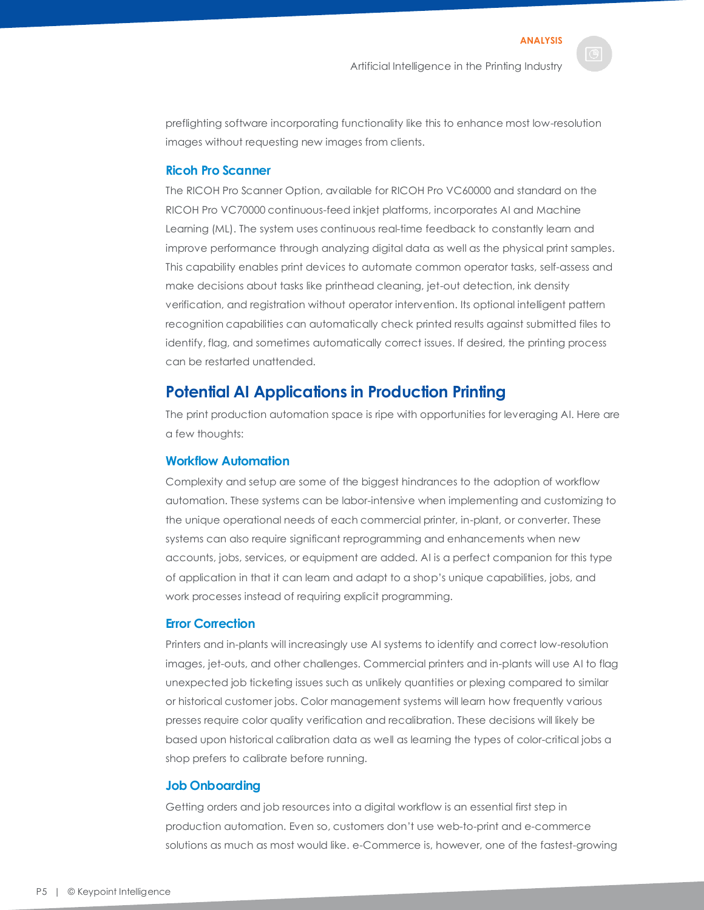preflighting software incorporating functionality like this to enhance most low-resolution images without requesting new images from clients.

### Ricoh Pro Scanner

The RICOH Pro Scanner Option, available for RICOH Pro VC60000 and standard on the RICOH Pro VC70000 continuous-feed inkjet platforms, incorporates AI and Machine Learning (ML). The system uses continuous real-time feedback to constantly learn and improve performance through analyzing digital data as well as the physical print samples. This capability enables print devices to automate common operator tasks, self-assess and make decisions about tasks like printhead cleaning, jet-out detection, ink density verification, and registration without operator intervention. Its optional intelligent pattern recognition capabilities can automatically check printed results against submitted files to identify, flag, and sometimes automatically correct issues. If desired, the printing process can be restarted unattended.

## Potential AI Applications in Production Printing

The print production automation space is ripe with opportunities for leveraging AI. Here are a few thoughts:

### Workflow Automation

Complexity and setup are some of the biggest hindrances to the adoption of workflow automation. These systems can be labor-intensive when implementing and customizing to the unique operational needs of each commercial printer, in-plant, or converter. These systems can also require significant reprogramming and enhancements when new accounts, jobs, services, or equipment are added. AI is a perfect companion for this type of application in that it can learn and adapt to a shop's unique capabilities, jobs, and work processes instead of requiring explicit programming.

### Error Correction

Printers and in-plants will increasingly use AI systems to identify and correct low-resolution images, jet-outs, and other challenges. Commercial printers and in-plants will use AI to flag unexpected job ticketing issues such as unlikely quantities or plexing compared to similar or historical customer jobs. Color management systems will learn how frequently various presses require color quality verification and recalibration. These decisions will likely be based upon historical calibration data as well as learning the types of color-critical jobs a shop prefers to calibrate before running.

### Job Onboarding

Getting orders and job resources into a digital workflow is an essential first step in production automation. Even so, customers don't use web-to-print and e-commerce solutions as much as most would like. e-Commerce is, however, one of the fastest-growing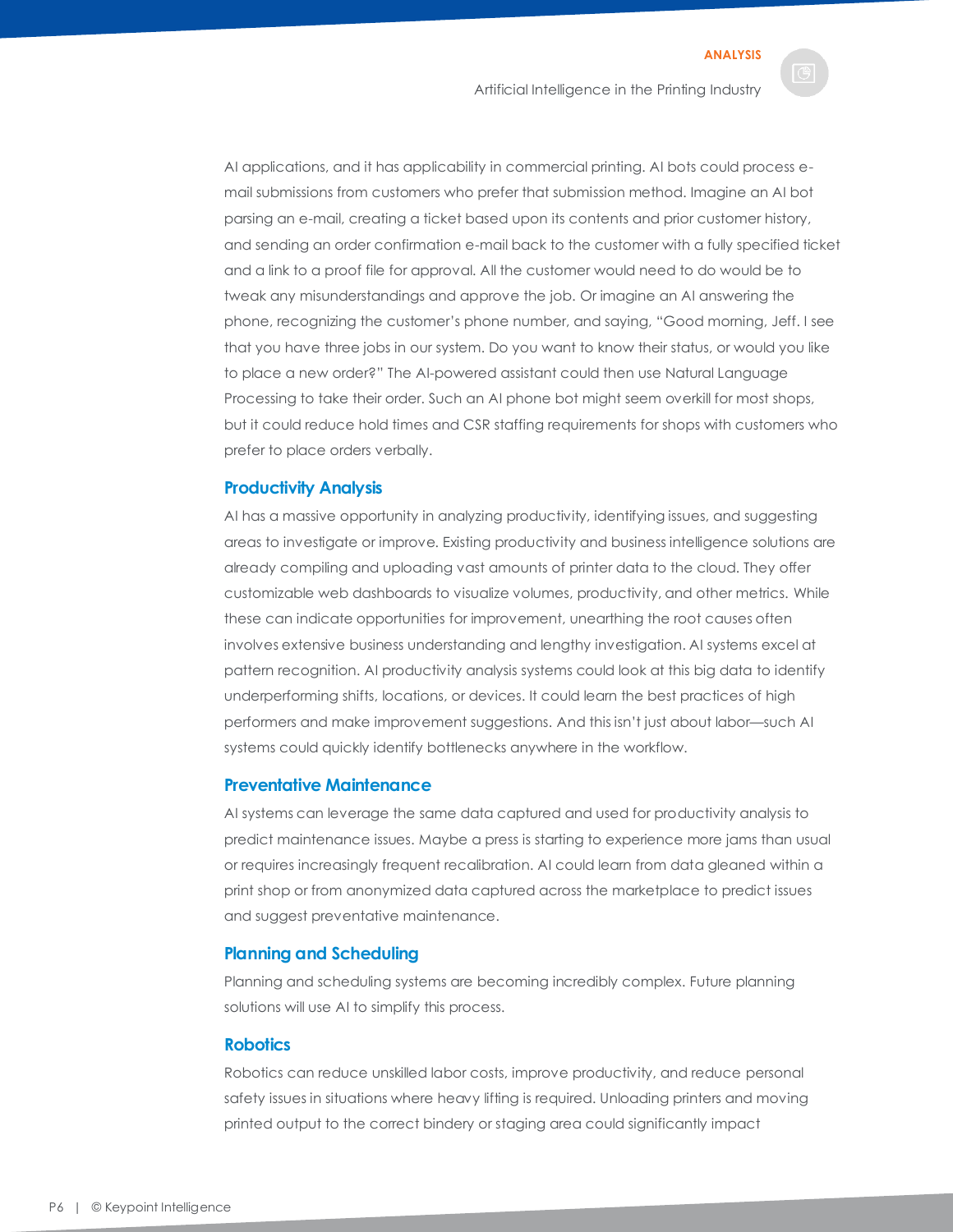AI applications, and it has applicability in commercial printing. AI bots could process e-mail submissions from customers who prefer that submission method. Imagine an AI bot parsing an e-mail, creating a ticket based upon its contents and prior customer history, and sending an order confirmation e-mail back to the customer with a fully specified ticket and a link to a proof file for approval. All the customer would need to do would be to tweak any misunderstandings and approve the job. Or imagine an AI answering the phone, recognizing the customer's phone number, and saying, "Good morning, Jeff. I see that you have three jobs in our system. Do you want to know their status, or would you like to place a new order?" The AI-powered assistant could then use Natural Language Processing to take their order. Such an AI phone bot might seem overkill for most shops, but it could reduce hold times and CSR staffing requirements for shops with customers who prefer to place orders verbally.

## Productivity Analysis

AI has a massive opportunity in analyzing productivity, identifying issues, and suggesting areas to investigate or improve. Existing productivity and business intelligence solutions are already compiling and uploading vast amounts of printer data to the cloud. They offer customizable web dashboards to visualize volumes, productivity, and other metrics. While these can indicate opportunities for improvement, unearthing the root causes often involves extensive business understanding and lengthy investigation. AI systems excel at pattern recognition. AI productivity analysis systems could look at this big data to identify underperforming shifts, locations, or devices. It could learn the best practices of high performers and make improvement suggestions. And this isn't just about labor—such AI systems could quickly identify bottlenecks anywhere in the workflow.

## Preventative Maintenance

AI systems can leverage the same data captured and used for productivity analysis to predict maintenance issues. Maybe a press is starting to experience more jams than usual or requires increasingly frequent recalibration. AI could learn from data gleaned within a print shop or from anonymized data captured across the marketplace to predict issues and suggest preventative maintenance.

## Planning and Scheduling

Planning and scheduling systems are becoming incredibly complex. Future planning solutions will use AI to simplify this process.

## Robotics

Robotics can reduce unskilled labor costs, improve productivity, and reduce personal safety issues in situations where heavy lifting is required. Unloading printers and moving printed output to the correct bindery or staging area could significantly impact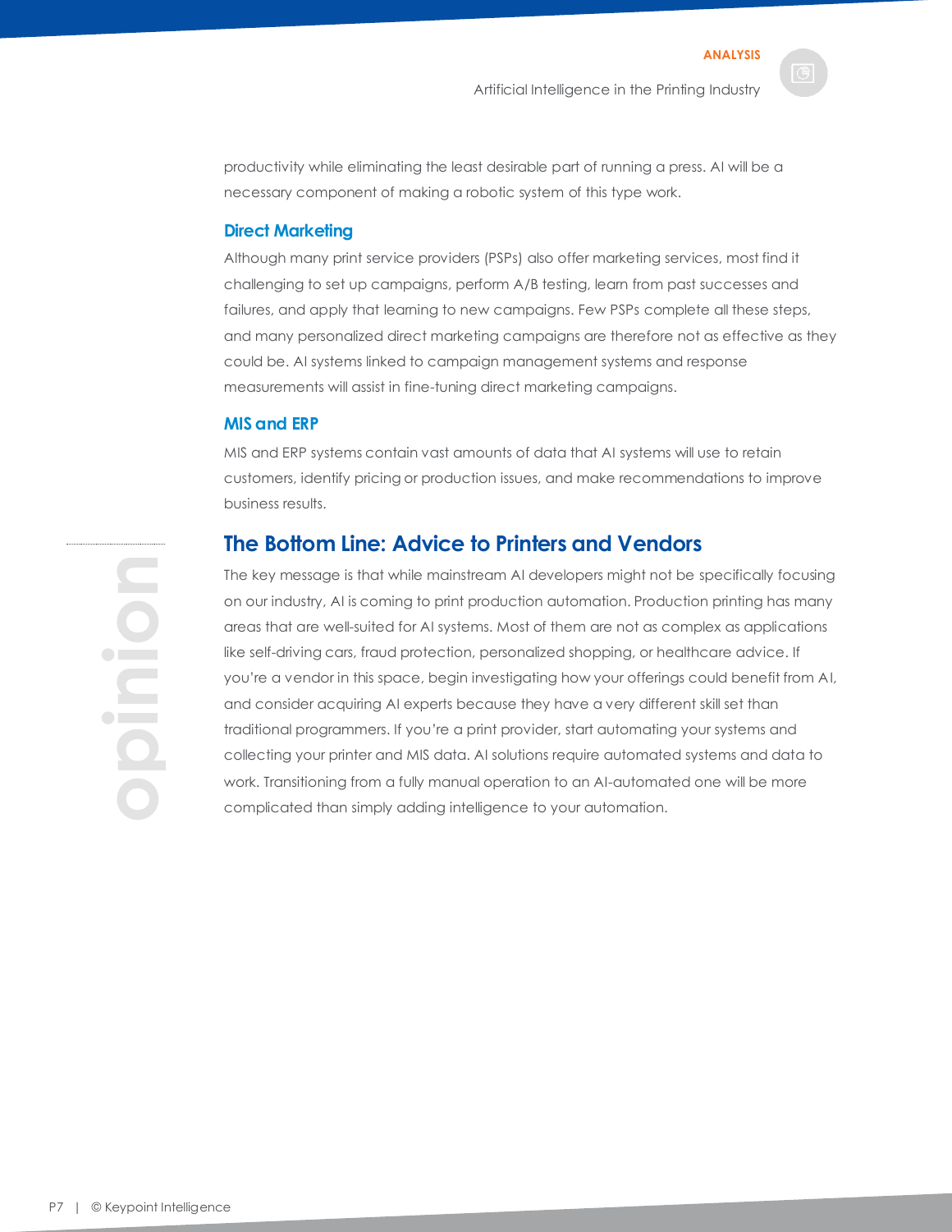productivity while eliminating the least desirable part of running a press. AI will be a necessary component of making a robotic system of this type work.

### Direct Marketing

Although many print service providers (PSPs) also offer marketing services, most find it challenging to set up campaigns, perform A/B testing, learn from past successes and failures, and apply that learning to new campaigns. Few PSPs complete all these steps, and many personalized direct marketing campaigns are therefore not as effective as they could be. AI systems linked to campaign management systems and response measurements will assist in fine-tuning direct marketing campaigns.

### MIS and ERP

MIS and ERP systems contain vast amounts of data that AI systems will use to retain customers, identify pricing or production issues, and make recommendations to improve business results.

## The Bottom Line: Advice to Printers and Vendors

The key message is that while mainstream AI developers might not be specifically focusing on our industry, AI is coming to print production automation. Production printing has many areas that are well-suited for AI systems. Most of them are not as complex as applications like self-driving cars, fraud protection, personalized shopping, or healthcare advice. If you're a vendor in this space, begin investigating how your offerings could benefit from AI, and consider acquiring AI experts because they have a very different skill set than traditional programmers. If you're a print provider, start automating your systems and collecting your printer and MIS data. AI solutions require automated systems and data to work. Transitioning from a fully manual operation to an AI-automated one will be more complicated than simply adding intelligence to your automation.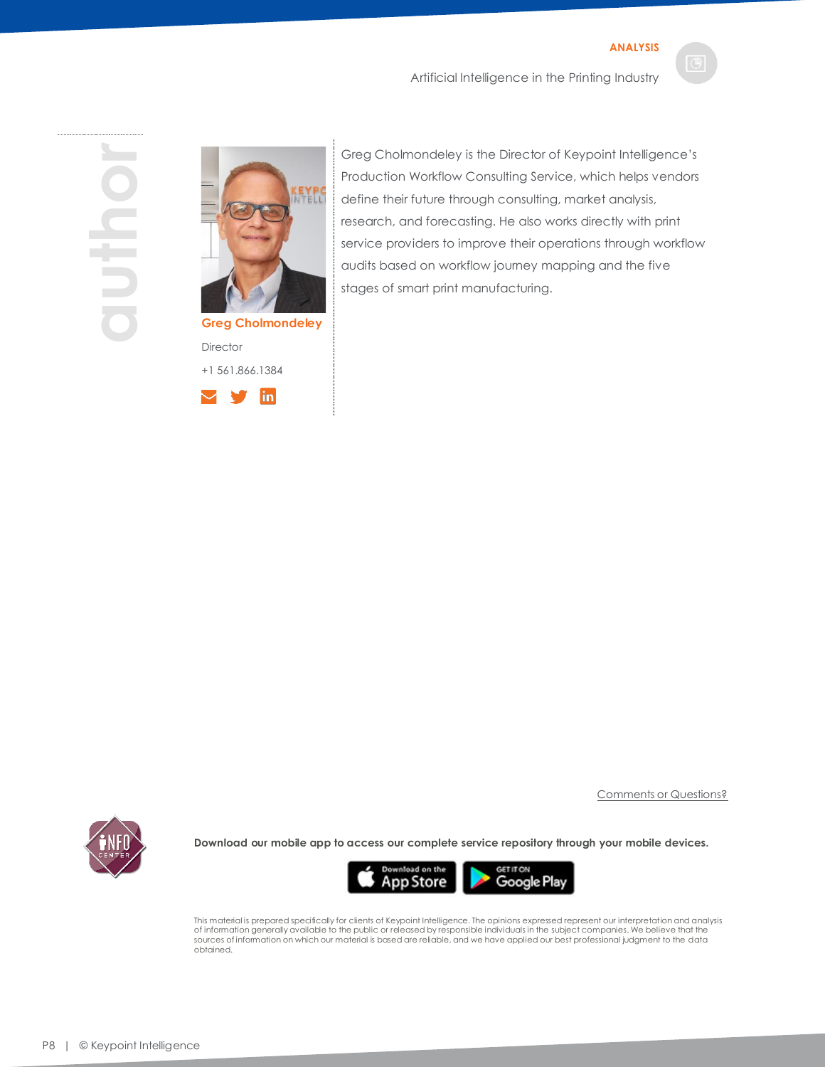# author

**Greg Cholmondeley**

Director

+1 561.866.1384

Greg Cholmondeley is the Director of Keypoint Intelligence's Production Workflow Consulting Service, which helps vendors define their future through consulting, market analysis, research, and forecasting. He also works directly with print service providers to improve their operations through workflow audits based on workflow journey mapping and the five stages of smart print manufacturing.

Comments or Questions?

**Download our mobile app to access our complete service repository through your mobile devices.**

This material is prepared specifically for clients of Keypoint Intelligence. The opinions expressed represent our interpretation and analysis of information generally available to the public or released by responsible individuals in the subject companies. We believe that the sources of information on which our material is based are reliable, and we have applied our best professional judgment to the data obtained.